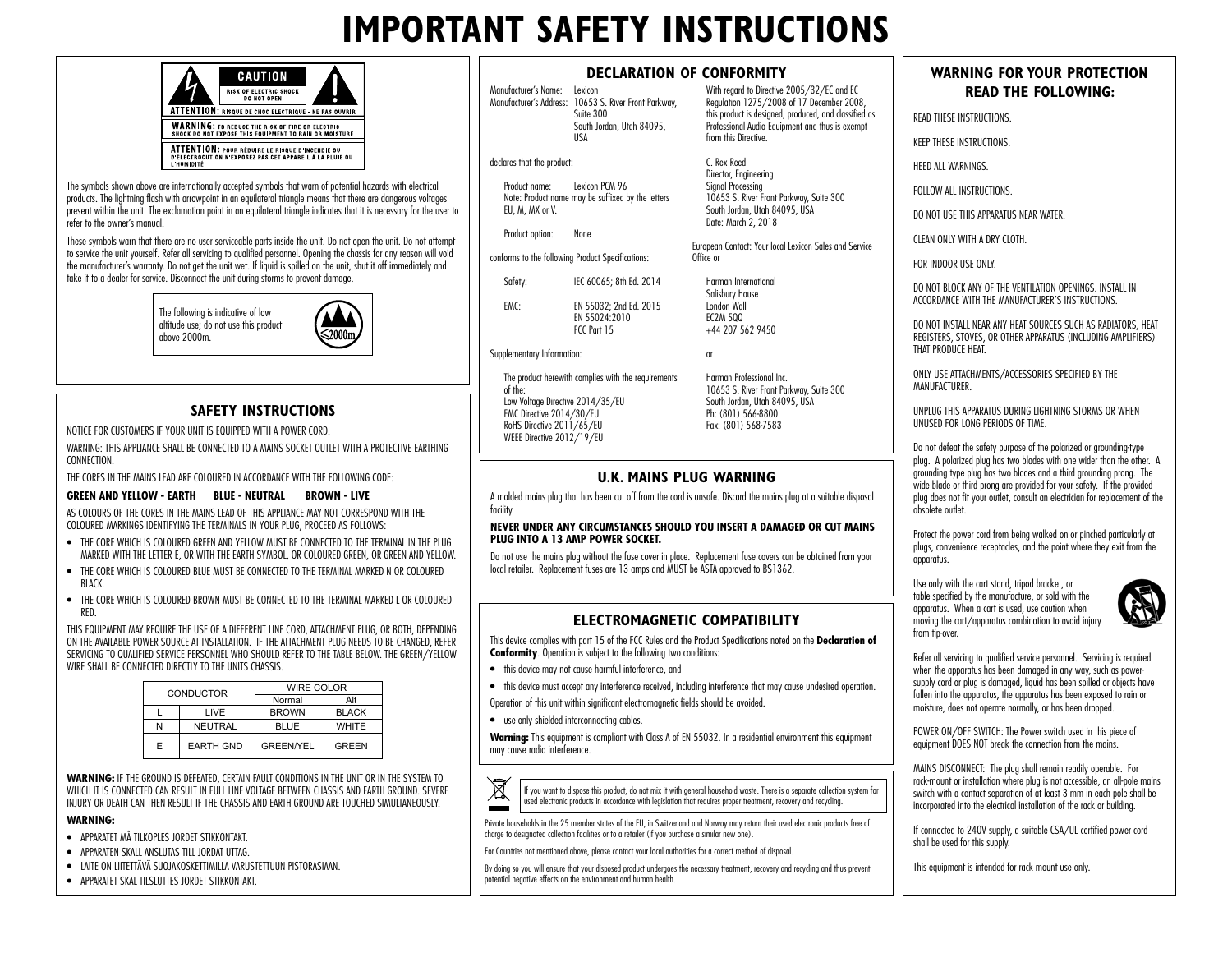# IMPORTANT SAFETY INSTRUCTIONS

CAUTION
RISK OF ELECTRIC SHOCK DO NOT OPEN
ATTENTION: RISQUE DE CHOC ELECTRIQUE - NE PAS OUVRIR
WARNING: TO REDUCE THE RISK OF FIRE OR ELECTRIC SHOCK DO NOT EXPOSE THIS EQUIPMENT TO RAIN OR MOISTURE
ATTENTION: POUR RÉDUIRE LE RISQUE D'INCENDIE OU D'ÉLECTROCUTION N'EXPOSEZ PAS CET APPAREIL À LA PLUIE OU L'HUMIDITÉ

The symbols shown above are internationally accepted symbols that warn of potential hazards with electrical products. The lightning flash with arrowpoint in an equilateral triangle means that there are dangerous voltages present within the unit. The exclamation point in an equilateral triangle indicates that it is necessary for the user to refer to the owner's manual.

These symbols warn that there are no user serviceable parts inside the unit. Do not open the unit. Do not attempt to service the unit yourself. Refer all servicing to qualified personnel. Opening the chassis for any reason will void the manufacturer's warranty. Do not get the unit wet. If liquid is spilled on the unit, shut it off immediately and take it to a dealer for service. Disconnect the unit during storms to prevent damage.

The following is indicative of low altitude use; do not use this product above 2000m.

≤2000m

## SAFETY INSTRUCTIONS

NOTICE FOR CUSTOMERS IF YOUR UNIT IS EQUIPPED WITH A POWER CORD.

WARNING: THIS APPLIANCE SHALL BE CONNECTED TO A MAINS SOCKET OUTLET WITH A PROTECTIVE EARTHING CONNECTION.

THE CORES IN THE MAINS LEAD ARE COLOURED IN ACCORDANCE WITH THE FOLLOWING CODE:

**GREEN AND YELLOW - EARTH  BLUE - NEUTRAL  BROWN - LIVE**

AS COLOURS OF THE CORES IN THE MAINS LEAD OF THIS APPLIANCE MAY NOT CORRESPOND WITH THE COLOURED MARKINGS IDENTIFYING THE TERMINALS IN YOUR PLUG, PROCEED AS FOLLOWS:

- THE CORE WHICH IS COLOURED GREEN AND YELLOW MUST BE CONNECTED TO THE TERMINAL IN THE PLUG MARKED WITH THE LETTER E, OR WITH THE EARTH SYMBOL, OR COLOURED GREEN, OR GREEN AND YELLOW.
- THE CORE WHICH IS COLOURED BLUE MUST BE CONNECTED TO THE TERMINAL MARKED N OR COLOURED BLACK.
- THE CORE WHICH IS COLOURED BROWN MUST BE CONNECTED TO THE TERMINAL MARKED L OR COLOURED RED.

THIS EQUIPMENT MAY REQUIRE THE USE OF A DIFFERENT LINE CORD, ATTACHMENT PLUG, OR BOTH, DEPENDING ON THE AVAILABLE POWER SOURCE AT INSTALLATION. IF THE ATTACHMENT PLUG NEEDS TO BE CHANGED, REFER SERVICING TO QUALIFIED SERVICE PERSONNEL WHO SHOULD REFER TO THE TABLE BELOW. THE GREEN/YELLOW WIRE SHALL BE CONNECTED DIRECTLY TO THE UNITS CHASSIS.

| CONDUCTOR | | WIRE COLOR | |
|---|---|---|---|
| | | Normal | Alt |
| L | LIVE | BROWN | BLACK |
| N | NEUTRAL | BLUE | WHITE |
| E | EARTH GND | GREEN/YEL | GREEN |

**WARNING:** IF THE GROUND IS DEFEATED, CERTAIN FAULT CONDITIONS IN THE UNIT OR IN THE SYSTEM TO WHICH IT IS CONNECTED CAN RESULT IN FULL LINE VOLTAGE BETWEEN CHASSIS AND EARTH GROUND. SEVERE INJURY OR DEATH CAN THEN RESULT IF THE CHASSIS AND EARTH GROUND ARE TOUCHED SIMULTANEOUSLY.

**WARNING:**

- APPARATET MÅ TILKOPLES JORDET STIKKONTAKT.
- APPARATEN SKALL ANSLUTAS TILL JORDAT UTTAG.
- LAITE ON LIITETTÄVÄ SUOJAKOSKETTIMILLA VARUSTETTUUN PISTORASIAAN.
- APPARATET SKAL TILSLUTTES JORDET STIKKONTAKT.

## DECLARATION OF CONFORMITY

Manufacturer's Name: Lexicon
Manufacturer's Address: 10653 S. River Front Parkway, Suite 300, South Jordan, Utah 84095, USA

declares that the product:

Product name: Lexicon PCM 96
Note: Product name may be suffixed by the letters EU, M, MX or V.

Product option: None

conforms to the following Product Specifications:

Safety: IEC 60065; 8th Ed. 2014

EMC: EN 55032; 2nd Ed. 2015
EN 55024:2010
FCC Part 15

Supplementary Information:

The product herewith complies with the requirements of the:
Low Voltage Directive 2014/35/EU
EMC Directive 2014/30/EU
RoHS Directive 2011/65/EU
WEEE Directive 2012/19/EU

With regard to Directive 2005/32/EC and EC Regulation 1275/2008 of 17 December 2008, this product is designed, produced, and classified as Professional Audio Equipment and thus is exempt from this Directive.

C. Rex Reed
Director, Engineering
Signal Processing
10653 S. River Front Parkway, Suite 300
South Jordan, Utah 84095, USA
Date: March 2, 2018

European Contact: Your local Lexicon Sales and Service Office or

Harman International
Salisbury House
London Wall
EC2M 5QQ
+44 207 562 9450

or

Harman Professional Inc.
10653 S. River Front Parkway, Suite 300
South Jordan, Utah 84095, USA
Ph: (801) 566-8800
Fax: (801) 568-7583

## U.K. MAINS PLUG WARNING

A molded mains plug that has been cut off from the cord is unsafe. Discard the mains plug at a suitable disposal facility.

**NEVER UNDER ANY CIRCUMSTANCES SHOULD YOU INSERT A DAMAGED OR CUT MAINS PLUG INTO A 13 AMP POWER SOCKET.**

Do not use the mains plug without the fuse cover in place. Replacement fuse covers can be obtained from your local retailer. Replacement fuses are 13 amps and MUST be ASTA approved to BS1362.

## ELECTROMAGNETIC COMPATIBILITY

This device complies with part 15 of the FCC Rules and the Product Specifications noted on the **Declaration of Conformity**. Operation is subject to the following two conditions:

- this device may not cause harmful interference, and
- this device must accept any interference received, including interference that may cause undesired operation.

Operation of this unit within significant electromagnetic fields should be avoided.

- use only shielded interconnecting cables.

**Warning:** This equipment is compliant with Class A of EN 55032. In a residential environment this equipment may cause radio interference.

If you want to dispose this product, do not mix it with general household waste. There is a separate collection system for used electronic products in accordance with legislation that requires proper treatment, recovery and recycling.

Private households in the 25 member states of the EU, in Switzerland and Norway may return their used electronic products free of charge to designated collection facilities or to a retailer (if you purchase a similar new one).

For Countries not mentioned above, please contact your local authorities for a correct method of disposal.

By doing so you will ensure that your disposed product undergoes the necessary treatment, recovery and recycling and thus prevent potential negative effects on the environment and human health.

## WARNING FOR YOUR PROTECTION READ THE FOLLOWING:

READ THESE INSTRUCTIONS.

KEEP THESE INSTRUCTIONS.

HEED ALL WARNINGS.

FOLLOW ALL INSTRUCTIONS.

DO NOT USE THIS APPARATUS NEAR WATER.

CLEAN ONLY WITH A DRY CLOTH.

FOR INDOOR USE ONLY.

DO NOT BLOCK ANY OF THE VENTILATION OPENINGS. INSTALL IN ACCORDANCE WITH THE MANUFACTURER'S INSTRUCTIONS.

DO NOT INSTALL NEAR ANY HEAT SOURCES SUCH AS RADIATORS, HEAT REGISTERS, STOVES, OR OTHER APPARATUS (INCLUDING AMPLIFIERS) THAT PRODUCE HEAT.

ONLY USE ATTACHMENTS/ACCESSORIES SPECIFIED BY THE MANUFACTURER.

UNPLUG THIS APPARATUS DURING LIGHTNING STORMS OR WHEN UNUSED FOR LONG PERIODS OF TIME.

Do not defeat the safety purpose of the polarized or grounding-type plug. A polarized plug has two blades with one wider than the other. A grounding type plug has two blades and a third grounding prong. The wide blade or third prong are provided for your safety. If the provided plug does not fit your outlet, consult an electrician for replacement of the obsolete outlet.

Protect the power cord from being walked on or pinched particularly at plugs, convenience receptacles, and the point where they exit from the apparatus.

Use only with the cart stand, tripod bracket, or table specified by the manufacture, or sold with the apparatus. When a cart is used, use caution when moving the cart/apparatus combination to avoid injury from tip-over.

Refer all servicing to qualified service personnel. Servicing is required when the apparatus has been damaged in any way, such as power-supply cord or plug is damaged, liquid has been spilled or objects have fallen into the apparatus, the apparatus has been exposed to rain or moisture, does not operate normally, or has been dropped.

POWER ON/OFF SWITCH: The Power switch used in this piece of equipment DOES NOT break the connection from the mains.

MAINS DISCONNECT: The plug shall remain readily operable. For rack-mount or installation where plug is not accessible, an all-pole mains switch with a contact separation of at least 3 mm in each pole shall be incorporated into the electrical installation of the rack or building.

If connected to 240V supply, a suitable CSA/UL certified power cord shall be used for this supply.

This equipment is intended for rack mount use only.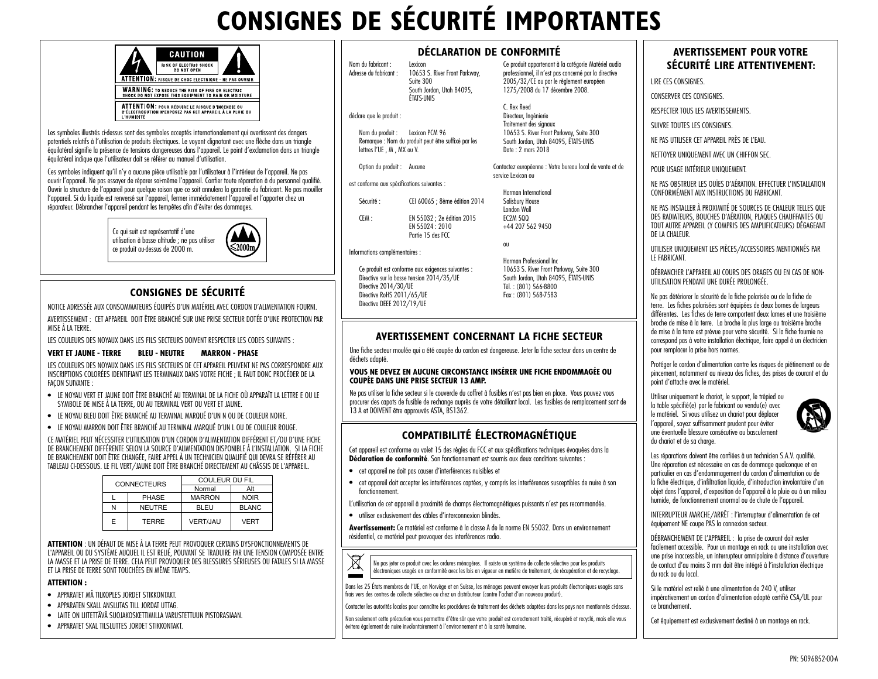# CONSIGNES DE SÉCURITÉ IMPORTANTES

CAUTION
RISK OF ELECTRIC SHOCK DO NOT OPEN
ATTENTION: RISQUE DE CHOC ELECTRIQUE - NE PAS OUVRIR
WARNING: TO REDUCE THE RISK OF FIRE OR ELECTRIC SHOCK DO NOT EXPOSE THIS EQUIPMENT TO RAIN OR MOISTURE
ATTENTION: POUR RÉDUIRE LE RISQUE D'INCENDIE OU D'ÉLECTROCUTION N'EXPOSEZ PAS CET APPAREIL À LA PLUIE OU L'HUMIDITÉ

Les symboles illustrés ci-dessus sont des symboles acceptés internationalement qui avertissent des dangers potentiels relatifs à l'utilisation de produits électriques. Le voyant clignotant avec une flèche dans un triangle équilatéral signifie la présence de tensions dangereuses dans l'appareil. Le point d'exclamation dans un triangle équilatéral indique que l'utilisateur doit se référer au manuel d'utilisation.

Ces symboles indiquent qu'il n'y a aucune pièce utilisable par l'utilisateur à l'intérieur de l'appareil. Ne pas ouvrir l'appareil. Ne pas essayer de réparer soi-même l'appareil. Confier toute réparation à du personnel qualifié. Ouvrir la structure de l'appareil pour quelque raison que ce soit annulera la garantie du fabricant. Ne pas mouiller l'appareil. Si du liquide est renversé sur l'appareil, fermer immédiatement l'appareil et l'apporter chez un réparateur. Débrancher l'appareil pendant les tempêtes afin d'éviter des dommages.

Ce qui suit est représentatif d'une utilisation à basse altitude ; ne pas utiliser ce produit au-dessus de 2000 m.

≤2000m

## CONSIGNES DE SÉCURITÉ

NOTICE ADRESSÉE AUX CONSOMMATEURS ÉQUIPÉS D'UN MATÉRIEL AVEC CORDON D'ALIMENTATION FOURNI.

AVERTISSEMENT : CET APPAREIL DOIT ÊTRE BRANCHÉ SUR UNE PRISE SECTEUR DOTÉE D'UNE PROTECTION PAR MISE À LA TERRE.

LES COULEURS DES NOYAUX DANS LES FILS SECTEURS DOIVENT RESPECTER LES CODES SUIVANTS :

**VERT ET JAUNE - TERRE BLEU - NEUTRE MARRON - PHASE**

LES COULEURS DES NOYAUX DANS LES FILS SECTEURS DE CET APPAREIL PEUVENT NE PAS CORRESPONDRE AUX INSCRIPTIONS COLORÉES IDENTIFIANT LES TERMINAUX DANS VOTRE FICHE ; IL FAUT DONC PROCÉDER DE LA FAÇON SUIVANTE :

- LE NOYAU VERT ET JAUNE DOIT ÊTRE BRANCHÉ AU TERMINAL DE LA FICHE OÙ APPARAÎT LA LETTRE E OU LE SYMBOLE DE MISE À LA TERRE, OU AU TERMINAL VERT OU VERT ET JAUNE.
- LE NOYAU BLEU DOIT ÊTRE BRANCHÉ AU TERMINAL MARQUÉ D'UN N OU DE COULEUR NOIRE.
- LE NOYAU MARRON DOIT ÊTRE BRANCHÉ AU TERMINAL MARQUÉ D'UN L OU DE COULEUR ROUGE.

CE MATÉRIEL PEUT NÉCESSITER L'UTILISATION D'UN CORDON D'ALIMENTATION DIFFÉRENT ET/OU D'UNE FICHE DE BRANCHEMENT DIFFÉRENTE SELON LA SOURCE D'ALIMENTATION DISPONIBLE À L'INSTALLATION. SI LA FICHE DE BRANCHEMENT DOIT ÊTRE CHANGÉE, FAIRE APPEL À UN TECHNICIEN QUALIFIÉ QUI DEVRA SE RÉFÉRER AU TABLEAU CI-DESSOUS. LE FIL VERT/JAUNE DOIT ÊTRE BRANCHÉ DIRECTEMENT AU CHÂSSIS DE L'APPAREIL.

| CONNECTEURS | | COULEUR DU FIL | |
|---|---|---|---|
| | | Normal | Alt |
| L | PHASE | MARRON | NOIR |
| N | NEUTRE | BLEU | BLANC |
| E | TERRE | VERT/JAU | VERT |

**ATTENTION** : UN DÉFAUT DE MISE À LA TERRE PEUT PROVOQUER CERTAINS DYSFONCTIONNEMENTS DE L'APPAREIL OU DU SYSTÈME AUQUEL IL EST RELIÉ, POUVANT SE TRADUIRE PAR UNE TENSION COMPOSÉE ENTRE LA MASSE ET LA PRISE DE TERRE. CELA PEUT PROVOQUER DES BLESSURES SÉRIEUSES OU FATALES SI LA MASSE ET LA PRISE DE TERRE SONT TOUCHÉES EN MÊME TEMPS.

**ATTENTION :**

- APPARATET MÅ TILKOPLES JORDET STIKKONTAKT.
- APPARATEN SKALL ANSLUTAS TILL JORDAT UTTAG.
- LAITE ON LIITETTÄVÄ SUOJAKOSKETTIMILLA VARUSTETTUUN PISTORASIAAN.
- APPARATET SKAL TILSLUTTES JORDET STIKKONTAKT.

## DÉCLARATION DE CONFORMITÉ

Nom du fabricant : Lexicon
Adresse du fabricant : 10653 S. River Front Parkway, Suite 300, South Jordan, Utah 84095, ÉTATS-UNIS

déclare que le produit :

Nom du produit : Lexicon PCM 96
Remarque : Nom du produit peut être suffixé par les lettres l'UE , M , MX ou V.

Option du produit : Aucune

est conforme aux spécifications suivantes :

Sécurité : CEI 60065 ; 8ème édition 2014

CEM : EN 55032 ; 2e édition 2015
EN 55024 : 2010
Partie 15 des FCC

Informations complémentaires :

Ce produit est conforme aux exigences suivantes :
Directive sur la basse tension 2014/35/UE
Directive 2014/30/UE
Directive RoHS 2011/65/UE
Directive DEEE 2012/19/UE

Ce produit appartenant à la catégorie Matériel audio professionnel, il n'est pas concerné par la directive 2005/32/CE ou par le règlement européen 1275/2008 du 17 décembre 2008.

C. Rex Reed
Directeur, Ingénierie
Traitement des signaux
10653 S. River Front Parkway, Suite 300
South Jordan, Utah 84095, ÉTATS-UNIS
Date : 2 mars 2018

Contactez européenne : Votre bureau local de vente et de service Lexicon ou

Harman International
Salisbury House
London Wall
EC2M 5QQ
+44 207 562 9450

ou

Harman Professional Inc
10653 S. River Front Parkway, Suite 300
South Jordan, Utah 84095, ÉTATS-UNIS
Tél. : (801) 566-8800
Fax : (801) 568-7583

## AVERTISSEMENT CONCERNANT LA FICHE SECTEUR

Une fiche secteur moulée qui a été coupée du cordon est dangereuse. Jeter la fiche secteur dans un centre de déchets adapté.

**VOUS NE DEVEZ EN AUCUNE CIRCONSTANCE INSÉRER UNE FICHE ENDOMMAGÉE OU COUPÉE DANS UNE PRISE SECTEUR 13 AMP.**

Ne pas utiliser la fiche secteur si le couvercle du coffret à fusibles n'est pas bien en place. Vous pouvez vous procurer des capots de fusible de rechange auprès de votre détaillant local. Les fusibles de remplacement sont de 13 A et DOIVENT être approuvés ASTA, BS1362.

## COMPATIBILITÉ ÉLECTROMAGNÉTIQUE

Cet appareil est conforme au volet 15 des règles du FCC et aux spécifications techniques évoquées dans la **Déclaration de conformité**. Son fonctionnement est soumis aux deux conditions suivantes :

- cet appareil ne doit pas causer d'interférences nuisibles et
- cet appareil doit accepter les interférences captées, y compris les interférences susceptibles de nuire à son fonctionnement.

L'utilisation de cet appareil à proximité de champs électromagnétiques puissants n'est pas recommandée.

- utiliser exclusivement des câbles d'interconnexion blindés.

**Avertissement:** Ce matériel est conforme à la classe A de la norme EN 55032. Dans un environnement résidentiel, ce matériel peut provoquer des interférences radio.

Ne pas jeter ce produit avec les ordures ménagères. Il existe un système de collecte sélective pour les produits électroniques usagés en conformité avec les lois en vigueur en matière de traitement, de récupération et de recyclage.

Dans les 25 États membres de l'UE, en Norvège et en Suisse, les ménages peuvent envoyer leurs produits électroniques usagés sans frais vers des centres de collecte sélective ou chez un distributeur (contre l'achat d'un nouveau produit).

Contacter les autorités locales pour connaître les procédures de traitement des déchets adaptées dans les pays non mentionnés ci-dessus.

Non seulement cette précaution vous permettra d'être sûr que votre produit est correctement traité, récupéré et recyclé, mais elle vous évitera également de nuire involontairement à l'environnement et à la santé humaine.

## AVERTISSEMENT POUR VOTRE SÉCURITÉ LIRE ATTENTIVEMENT:

LIRE CES CONSIGNES.

CONSERVER CES CONSIGNES.

RESPECTER TOUS LES AVERTISSEMENTS.

SUIVRE TOUTES LES CONSIGNES.

NE PAS UTILISER CET APPAREIL PRÈS DE L'EAU.

NETTOYER UNIQUEMENT AVEC UN CHIFFON SEC.

POUR USAGE INTÉRIEUR UNIQUEMENT.

NE PAS OBSTRUER LES OUÏES D'AÉRATION. EFFECTUER L'INSTALLATION CONFORMÉMENT AUX INSTRUCTIONS DU FABRICANT.

NE PAS INSTALLER À PROXIMITÉ DE SOURCES DE CHALEUR TELLES QUE DES RADIATEURS, BOUCHES D'AÉRATION, PLAQUES CHAUFFANTES OU TOUT AUTRE APPAREIL (Y COMPRIS DES AMPLIFICATEURS) DÉGAGEANT DE LA CHALEUR.

UTILISER UNIQUEMENT LES PIÈCES/ACCESSOIRES MENTIONNÉS PAR LE FABRICANT.

DÉBRANCHER L'APPAREIL AU COURS DES ORAGES OU EN CAS DE NON-UTILISATION PENDANT UNE DURÉE PROLONGÉE.

Ne pas détériorer la sécurité de la fiche polarisée ou de la fiche de terre. Les fiches polarisées sont équipées de deux bornes de largeurs différentes. Les fiches de terre comportent deux lames et une troisième broche de mise à la terre. La broche la plus large ou troisième broche de mise à la terre est prévue pour votre sécurité. Si la fiche fournie ne correspond pas à votre installation électrique, faire appel à un électricien pour remplacer la prise hors normes.

Protéger le cordon d'alimentation contre les risques de piétinement ou de pincement, notamment au niveau des fiches, des prises de courant et du point d'attache avec le matériel.

Utiliser uniquement le chariot, le support, le trépied ou la table spécifié(e) par le fabricant ou vendu(e) avec le matériel. Si vous utilisez un chariot pour déplacer l'appareil, soyez suffisamment prudent pour éviter une éventuelle blessure consécutive au basculement du chariot et de sa charge.

Les réparations doivent être confiées à un technicien S.A.V. qualifié. Une réparation est nécessaire en cas de dommage quelconque et en particulier en cas d'endommagement du cordon d'alimentation ou de la fiche électrique, d'infiltration liquide, d'introduction involontaire d'un objet dans l'appareil, d'exposition de l'appareil à la pluie ou à un milieu humide, de fonctionnement anormal ou de chute de l'appareil.

INTERRUPTEUR MARCHE/ARRÊT : l'interrupteur d'alimentation de cet équipement NE coupe PAS la connexion secteur.

DÉBRANCHEMENT DE L'APPAREIL : la prise de courant doit rester facilement accessible. Pour un montage en rack ou une installation avec une prise inaccessible, un interrupteur omnipolaire à distance d'ouverture de contact d'au moins 3 mm doit être intégré à l'installation électrique du rack ou du local.

Si le matériel est relié à une alimentation de 240 V, utiliser impérativement un cordon d'alimentation adapté certifié CSA/UL pour ce branchement.

Cet équipement est exclusivement destiné à un montage en rack.

PN: 5096852-00-A